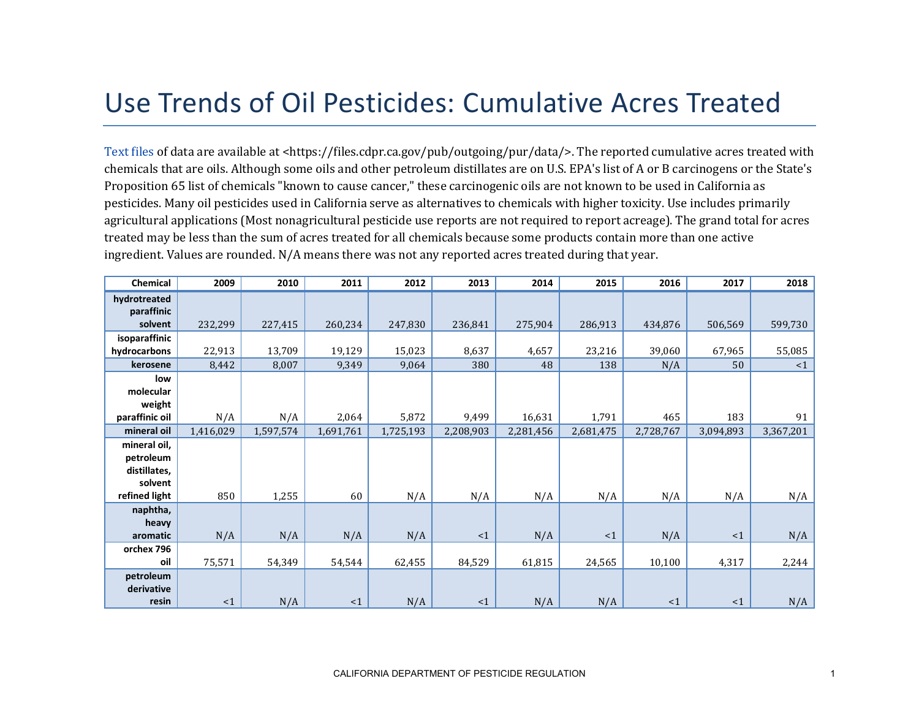# Use Trends of Oil Pesticides: Cumulative Acres Treated

Text files of data are available at <https://files.cdpr.ca.gov/pub/outgoing/pur/data/>. The reported cumulative acres treated with chemicals that are oils. Although some oils and other petroleum distillates are on U.S. EPA's list of A or B carcinogens or the State's Proposition 65 list of chemicals "known to cause cancer," these carcinogenic oils are not known to be used in California as pesticides. Many oil pesticides used in California serve as alternatives to chemicals with higher toxicity. Use includes primarily agricultural applications (Most nonagricultural pesticide use reports are not required to report acreage). The grand total for acres treated may be less than the sum of acres treated for all chemicals because some products contain more than one active ingredient. Values are rounded. N/A means there was not any reported acres treated during that year.

| Chemical | 2009 | 2010 | 2011 | 2012 | 2013 | 2014 | 2015 | 2016 | 2017 | 2018 |
|---|---|---|---|---|---|---|---|---|---|---|
| hydrotreated paraffinic solvent | 232,299 | 227,415 | 260,234 | 247,830 | 236,841 | 275,904 | 286,913 | 434,876 | 506,569 | 599,730 |
| isoparaffinic hydrocarbons | 22,913 | 13,709 | 19,129 | 15,023 | 8,637 | 4,657 | 23,216 | 39,060 | 67,965 | 55,085 |
| kerosene | 8,442 | 8,007 | 9,349 | 9,064 | 380 | 48 | 138 | N/A | 50 | <1 |
| low molecular weight paraffinic oil | N/A | N/A | 2,064 | 5,872 | 9,499 | 16,631 | 1,791 | 465 | 183 | 91 |
| mineral oil | 1,416,029 | 1,597,574 | 1,691,761 | 1,725,193 | 2,208,903 | 2,281,456 | 2,681,475 | 2,728,767 | 3,094,893 | 3,367,201 |
| mineral oil, petroleum distillates, solvent refined light | 850 | 1,255 | 60 | N/A | N/A | N/A | N/A | N/A | N/A | N/A |
| naphtha, heavy aromatic | N/A | N/A | N/A | N/A | <1 | N/A | <1 | N/A | <1 | N/A |
| orchex 796 oil | 75,571 | 54,349 | 54,544 | 62,455 | 84,529 | 61,815 | 24,565 | 10,100 | 4,317 | 2,244 |
| petroleum derivative resin | <1 | N/A | <1 | N/A | <1 | N/A | N/A | <1 | <1 | N/A |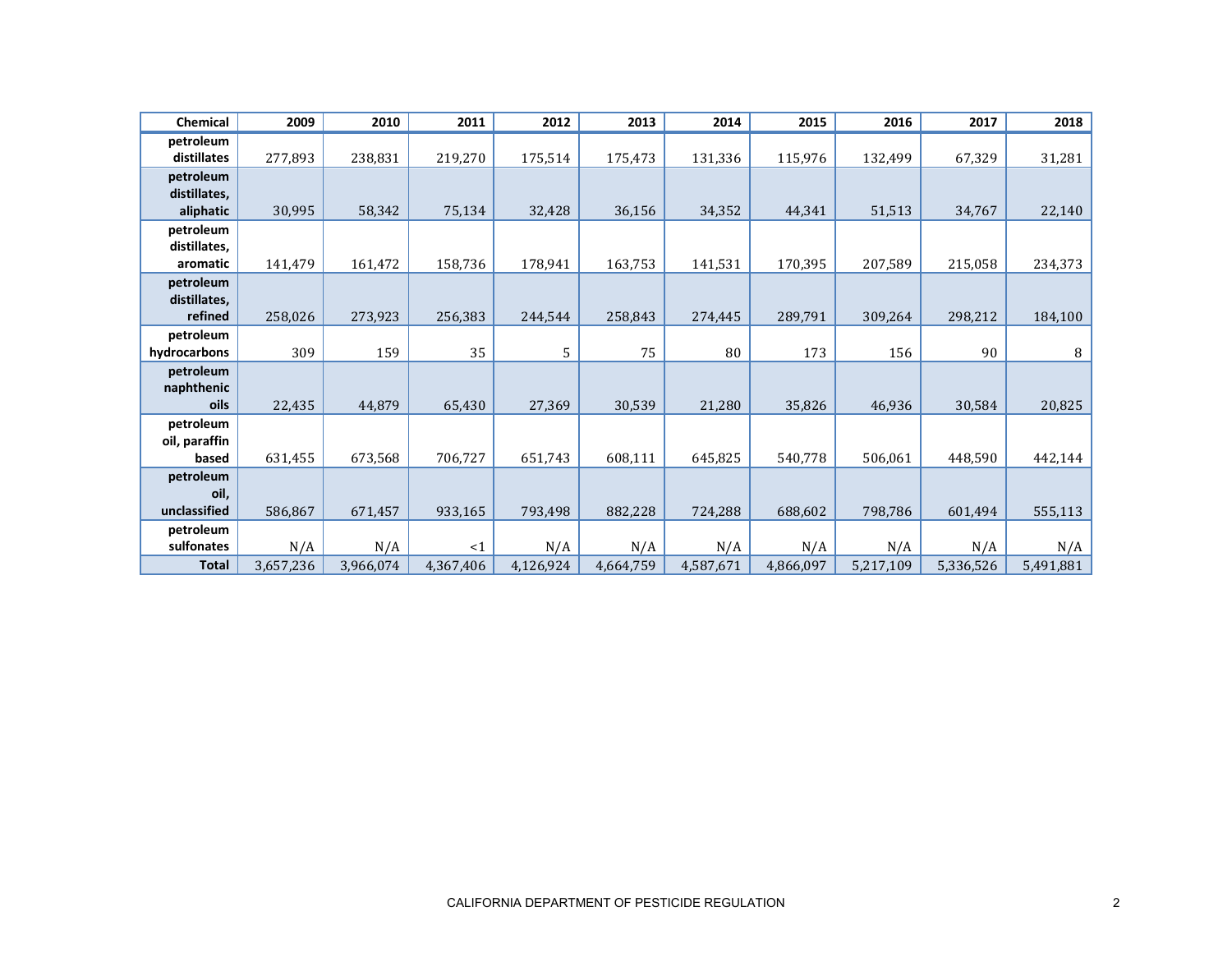| Chemical | 2009 | 2010 | 2011 | 2012 | 2013 | 2014 | 2015 | 2016 | 2017 | 2018 |
|---|---|---|---|---|---|---|---|---|---|---|
| petroleum distillates | 277,893 | 238,831 | 219,270 | 175,514 | 175,473 | 131,336 | 115,976 | 132,499 | 67,329 | 31,281 |
| petroleum distillates, aliphatic | 30,995 | 58,342 | 75,134 | 32,428 | 36,156 | 34,352 | 44,341 | 51,513 | 34,767 | 22,140 |
| petroleum distillates, aromatic | 141,479 | 161,472 | 158,736 | 178,941 | 163,753 | 141,531 | 170,395 | 207,589 | 215,058 | 234,373 |
| petroleum distillates, refined | 258,026 | 273,923 | 256,383 | 244,544 | 258,843 | 274,445 | 289,791 | 309,264 | 298,212 | 184,100 |
| petroleum hydrocarbons | 309 | 159 | 35 | 5 | 75 | 80 | 173 | 156 | 90 | 8 |
| petroleum naphthenic oils | 22,435 | 44,879 | 65,430 | 27,369 | 30,539 | 21,280 | 35,826 | 46,936 | 30,584 | 20,825 |
| petroleum oil, paraffin based | 631,455 | 673,568 | 706,727 | 651,743 | 608,111 | 645,825 | 540,778 | 506,061 | 448,590 | 442,144 |
| petroleum oil, unclassified | 586,867 | 671,457 | 933,165 | 793,498 | 882,228 | 724,288 | 688,602 | 798,786 | 601,494 | 555,113 |
| petroleum sulfonates | N/A | N/A | <1 | N/A | N/A | N/A | N/A | N/A | N/A | N/A |
| **Total** | 3,657,236 | 3,966,074 | 4,367,406 | 4,126,924 | 4,664,759 | 4,587,671 | 4,866,097 | 5,217,109 | 5,336,526 | 5,491,881 |